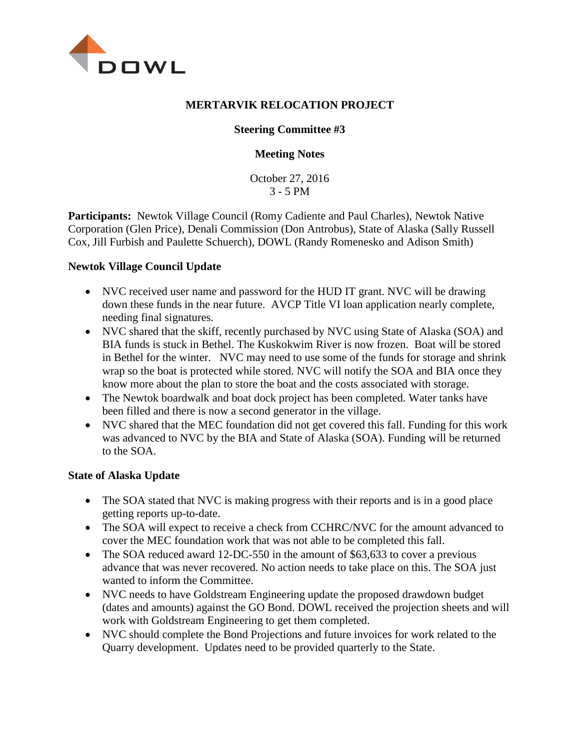# MERTARVIK RELOCATION PROJECT

## Steering Committee #3

## Meeting Notes

October 27, 2016
3 - 5 PM

**Participants:** Newtok Village Council (Romy Cadiente and Paul Charles), Newtok Native Corporation (Glen Price), Denali Commission (Don Antrobus), State of Alaska (Sally Russell Cox, Jill Furbish and Paulette Schuerch), DOWL (Randy Romenesko and Adison Smith)

### Newtok Village Council Update

- NVC received user name and password for the HUD IT grant. NVC will be drawing down these funds in the near future. AVCP Title VI loan application nearly complete, needing final signatures.
- NVC shared that the skiff, recently purchased by NVC using State of Alaska (SOA) and BIA funds is stuck in Bethel. The Kuskokwim River is now frozen. Boat will be stored in Bethel for the winter. NVC may need to use some of the funds for storage and shrink wrap so the boat is protected while stored. NVC will notify the SOA and BIA once they know more about the plan to store the boat and the costs associated with storage.
- The Newtok boardwalk and boat dock project has been completed. Water tanks have been filled and there is now a second generator in the village.
- NVC shared that the MEC foundation did not get covered this fall. Funding for this work was advanced to NVC by the BIA and State of Alaska (SOA). Funding will be returned to the SOA.

### State of Alaska Update

- The SOA stated that NVC is making progress with their reports and is in a good place getting reports up-to-date.
- The SOA will expect to receive a check from CCHRC/NVC for the amount advanced to cover the MEC foundation work that was not able to be completed this fall.
- The SOA reduced award 12-DC-550 in the amount of $63,633 to cover a previous advance that was never recovered. No action needs to take place on this. The SOA just wanted to inform the Committee.
- NVC needs to have Goldstream Engineering update the proposed drawdown budget (dates and amounts) against the GO Bond. DOWL received the projection sheets and will work with Goldstream Engineering to get them completed.
- NVC should complete the Bond Projections and future invoices for work related to the Quarry development. Updates need to be provided quarterly to the State.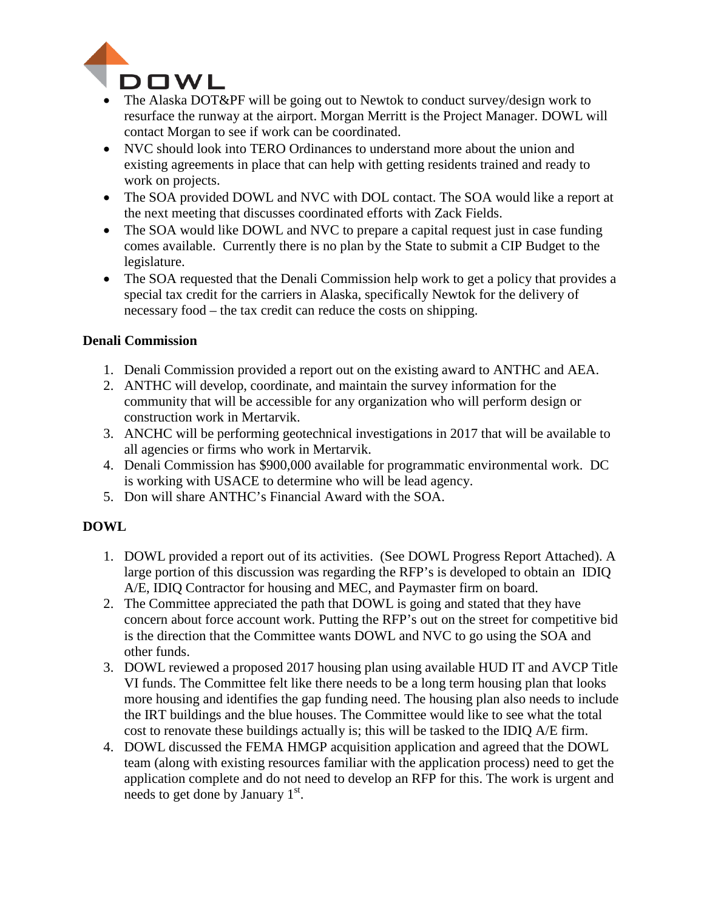- The Alaska DOT&PF will be going out to Newtok to conduct survey/design work to resurface the runway at the airport. Morgan Merritt is the Project Manager. DOWL will contact Morgan to see if work can be coordinated.
- NVC should look into TERO Ordinances to understand more about the union and existing agreements in place that can help with getting residents trained and ready to work on projects.
- The SOA provided DOWL and NVC with DOL contact. The SOA would like a report at the next meeting that discusses coordinated efforts with Zack Fields.
- The SOA would like DOWL and NVC to prepare a capital request just in case funding comes available. Currently there is no plan by the State to submit a CIP Budget to the legislature.
- The SOA requested that the Denali Commission help work to get a policy that provides a special tax credit for the carriers in Alaska, specifically Newtok for the delivery of necessary food – the tax credit can reduce the costs on shipping.

**Denali Commission**

1. Denali Commission provided a report out on the existing award to ANTHC and AEA.
2. ANTHC will develop, coordinate, and maintain the survey information for the community that will be accessible for any organization who will perform design or construction work in Mertarvik.
3. ANCHC will be performing geotechnical investigations in 2017 that will be available to all agencies or firms who work in Mertarvik.
4. Denali Commission has $900,000 available for programmatic environmental work. DC is working with USACE to determine who will be lead agency.
5. Don will share ANTHC's Financial Award with the SOA.

**DOWL**

1. DOWL provided a report out of its activities. (See DOWL Progress Report Attached). A large portion of this discussion was regarding the RFP's is developed to obtain an IDIQ A/E, IDIQ Contractor for housing and MEC, and Paymaster firm on board.
2. The Committee appreciated the path that DOWL is going and stated that they have concern about force account work. Putting the RFP's out on the street for competitive bid is the direction that the Committee wants DOWL and NVC to go using the SOA and other funds.
3. DOWL reviewed a proposed 2017 housing plan using available HUD IT and AVCP Title VI funds. The Committee felt like there needs to be a long term housing plan that looks more housing and identifies the gap funding need. The housing plan also needs to include the IRT buildings and the blue houses. The Committee would like to see what the total cost to renovate these buildings actually is; this will be tasked to the IDIQ A/E firm.
4. DOWL discussed the FEMA HMGP acquisition application and agreed that the DOWL team (along with existing resources familiar with the application process) need to get the application complete and do not need to develop an RFP for this. The work is urgent and needs to get done by January 1st.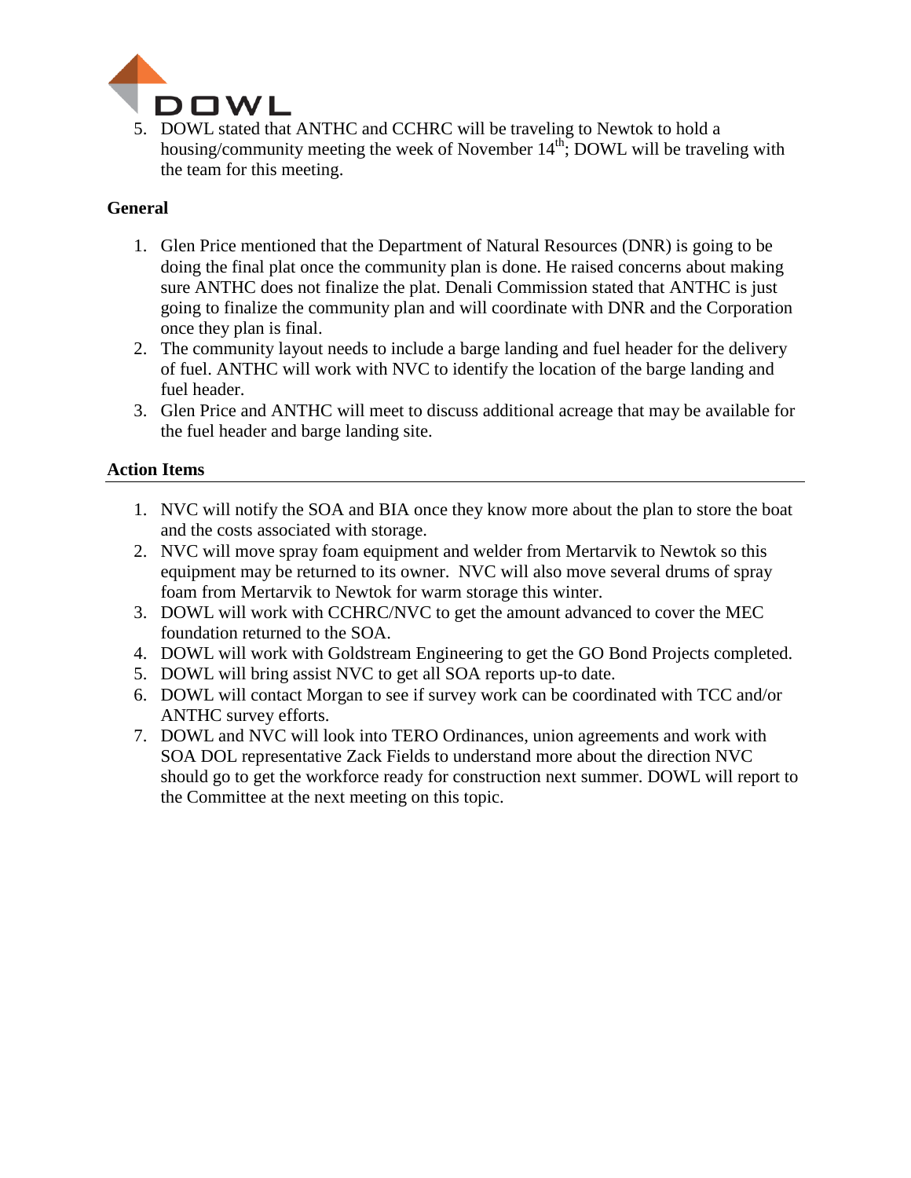5. DOWL stated that ANTHC and CCHRC will be traveling to Newtok to hold a housing/community meeting the week of November 14th; DOWL will be traveling with the team for this meeting.

**General**

1. Glen Price mentioned that the Department of Natural Resources (DNR) is going to be doing the final plat once the community plan is done. He raised concerns about making sure ANTHC does not finalize the plat. Denali Commission stated that ANTHC is just going to finalize the community plan and will coordinate with DNR and the Corporation once they plan is final.
2. The community layout needs to include a barge landing and fuel header for the delivery of fuel. ANTHC will work with NVC to identify the location of the barge landing and fuel header.
3. Glen Price and ANTHC will meet to discuss additional acreage that may be available for the fuel header and barge landing site.

**Action Items**

1. NVC will notify the SOA and BIA once they know more about the plan to store the boat and the costs associated with storage.
2. NVC will move spray foam equipment and welder from Mertarvik to Newtok so this equipment may be returned to its owner. NVC will also move several drums of spray foam from Mertarvik to Newtok for warm storage this winter.
3. DOWL will work with CCHRC/NVC to get the amount advanced to cover the MEC foundation returned to the SOA.
4. DOWL will work with Goldstream Engineering to get the GO Bond Projects completed.
5. DOWL will bring assist NVC to get all SOA reports up-to date.
6. DOWL will contact Morgan to see if survey work can be coordinated with TCC and/or ANTHC survey efforts.
7. DOWL and NVC will look into TERO Ordinances, union agreements and work with SOA DOL representative Zack Fields to understand more about the direction NVC should go to get the workforce ready for construction next summer. DOWL will report to the Committee at the next meeting on this topic.